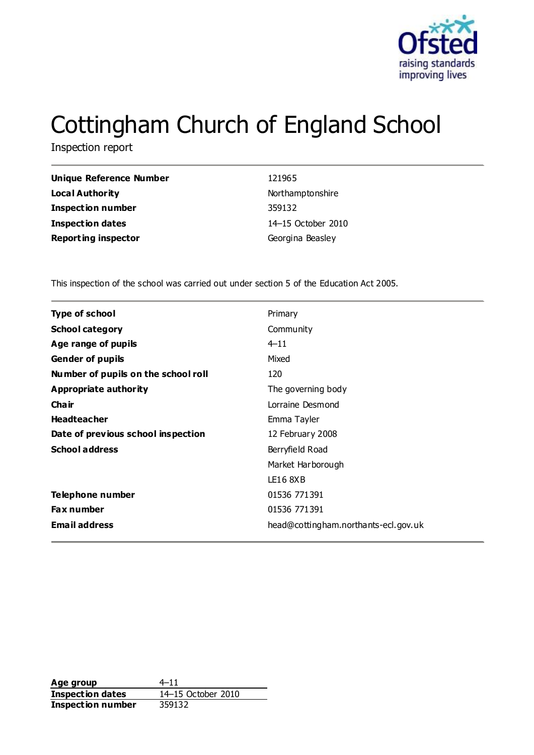Ofsted
raising standards
improving lives

# Cottingham Church of England School

Inspection report

| | |
|---|---|
| **Unique Reference Number** | 121965 |
| **Local Authority** | Northamptonshire |
| **Inspection number** | 359132 |
| **Inspection dates** | 14–15 October 2010 |
| **Reporting inspector** | Georgina Beasley |

This inspection of the school was carried out under section 5 of the Education Act 2005.

| | |
|---|---|
| **Type of school** | Primary |
| **School category** | Community |
| **Age range of pupils** | 4–11 |
| **Gender of pupils** | Mixed |
| **Number of pupils on the school roll** | 120 |
| **Appropriate authority** | The governing body |
| **Chair** | Lorraine Desmond |
| **Headteacher** | Emma Tayler |
| **Date of previous school inspection** | 12 February 2008 |
| **School address** | Berryfield Road<br>Market Harborough<br>LE16 8XB |
| **Telephone number** | 01536 771391 |
| **Fax number** | 01536 771391 |
| **Email address** | head@cottingham.northants-ecl.gov.uk |

| | |
|---|---|
| **Age group** | 4–11 |
| **Inspection dates** | 14–15 October 2010 |
| **Inspection number** | 359132 |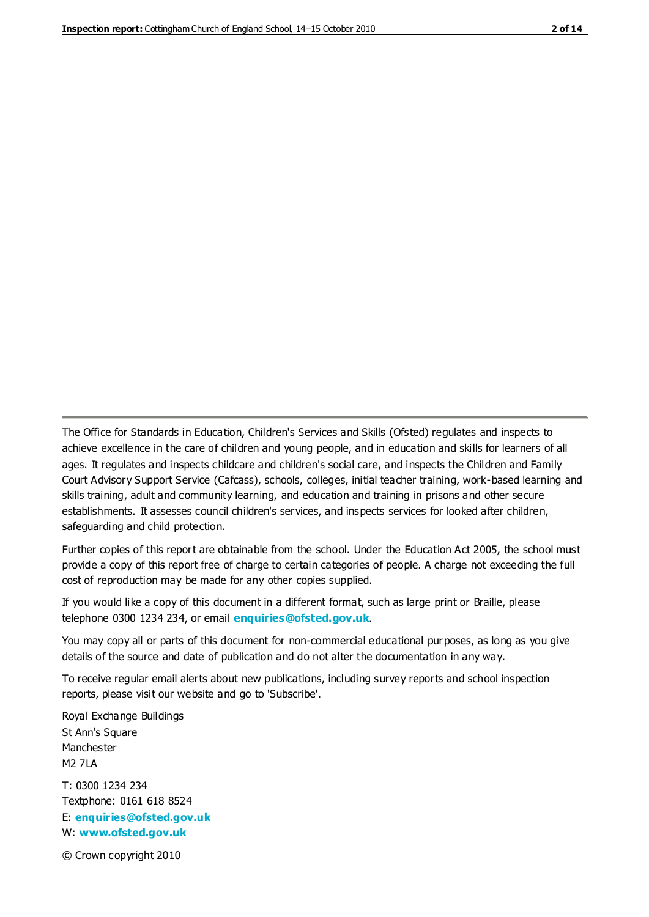The Office for Standards in Education, Children's Services and Skills (Ofsted) regulates and inspects to achieve excellence in the care of children and young people, and in education and skills for learners of all ages. It regulates and inspects childcare and children's social care, and inspects the Children and Family Court Advisory Support Service (Cafcass), schools, colleges, initial teacher training, work-based learning and skills training, adult and community learning, and education and training in prisons and other secure establishments. It assesses council children's services, and inspects services for looked after children, safeguarding and child protection.

Further copies of this report are obtainable from the school. Under the Education Act 2005, the school must provide a copy of this report free of charge to certain categories of people. A charge not exceeding the full cost of reproduction may be made for any other copies supplied.

If you would like a copy of this document in a different format, such as large print or Braille, please telephone 0300 1234 234, or email **enquiries@ofsted.gov.uk**.

You may copy all or parts of this document for non-commercial educational purposes, as long as you give details of the source and date of publication and do not alter the documentation in any way.

To receive regular email alerts about new publications, including survey reports and school inspection reports, please visit our website and go to 'Subscribe'.

Royal Exchange Buildings
St Ann's Square
Manchester
M2 7LA

T: 0300 1234 234
Textphone: 0161 618 8524
E: **enquiries@ofsted.gov.uk**
W: **www.ofsted.gov.uk**

© Crown copyright 2010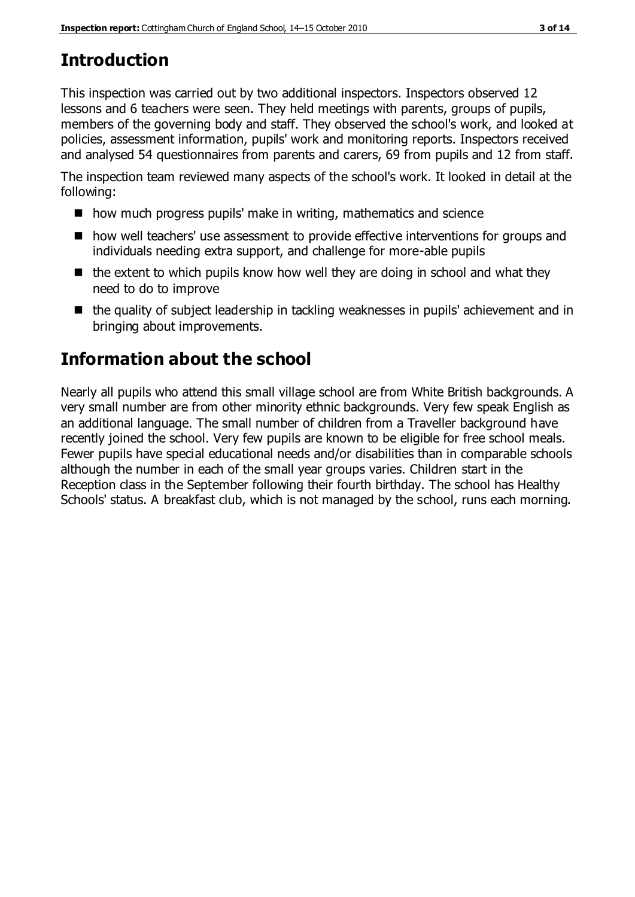# Introduction

This inspection was carried out by two additional inspectors. Inspectors observed 12 lessons and 6 teachers were seen. They held meetings with parents, groups of pupils, members of the governing body and staff. They observed the school's work, and looked at policies, assessment information, pupils' work and monitoring reports. Inspectors received and analysed 54 questionnaires from parents and carers, 69 from pupils and 12 from staff.

The inspection team reviewed many aspects of the school's work. It looked in detail at the following:

- how much progress pupils' make in writing, mathematics and science
- how well teachers' use assessment to provide effective interventions for groups and individuals needing extra support, and challenge for more-able pupils
- the extent to which pupils know how well they are doing in school and what they need to do to improve
- the quality of subject leadership in tackling weaknesses in pupils' achievement and in bringing about improvements.

# Information about the school

Nearly all pupils who attend this small village school are from White British backgrounds. A very small number are from other minority ethnic backgrounds. Very few speak English as an additional language. The small number of children from a Traveller background have recently joined the school. Very few pupils are known to be eligible for free school meals. Fewer pupils have special educational needs and/or disabilities than in comparable schools although the number in each of the small year groups varies. Children start in the Reception class in the September following their fourth birthday. The school has Healthy Schools' status. A breakfast club, which is not managed by the school, runs each morning.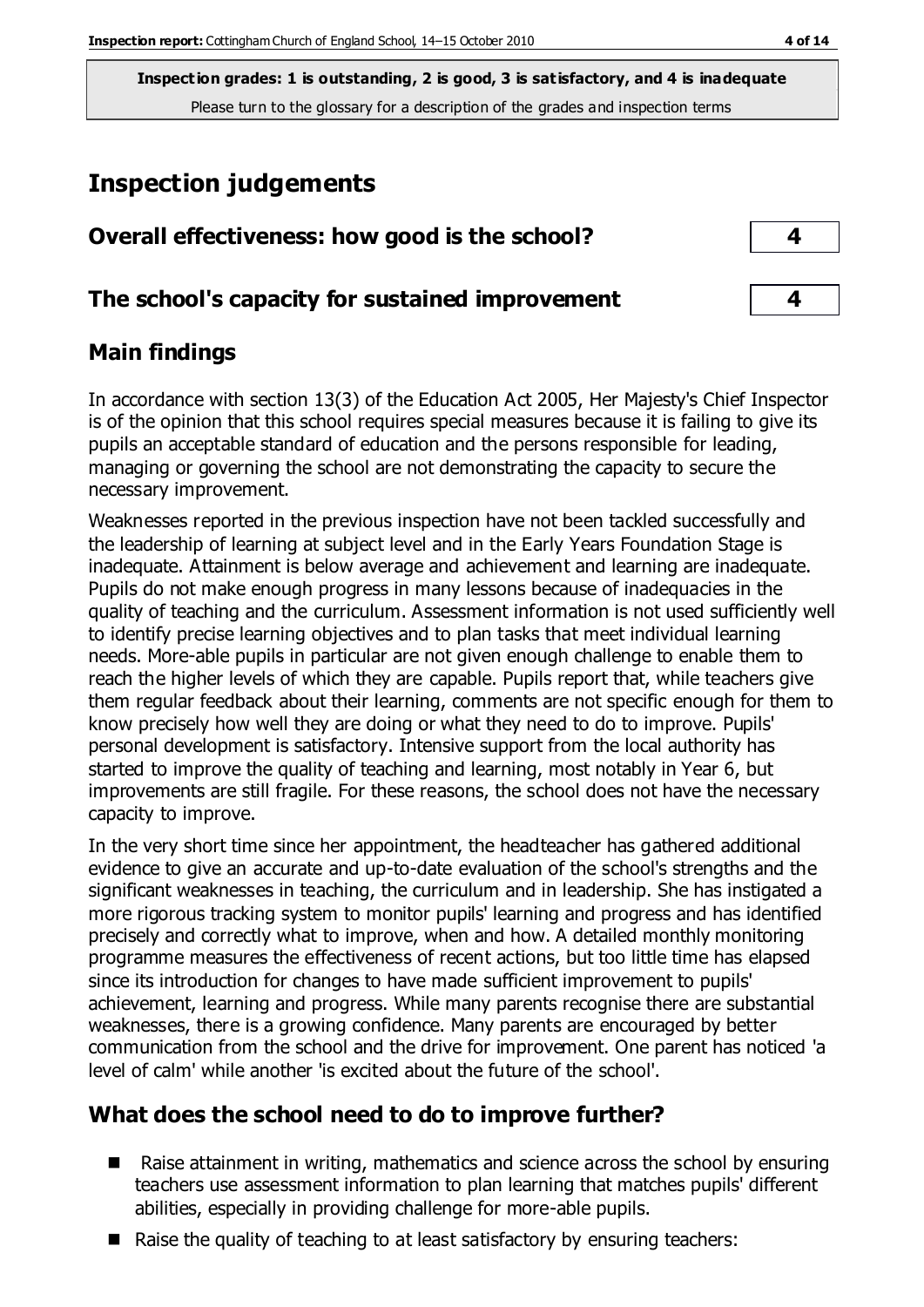**Inspection grades: 1 is outstanding, 2 is good, 3 is satisfactory, and 4 is inadequate**
Please turn to the glossary for a description of the grades and inspection terms

# Inspection judgements

## Overall effectiveness: how good is the school? 4

## The school's capacity for sustained improvement 4

## Main findings

In accordance with section 13(3) of the Education Act 2005, Her Majesty's Chief Inspector is of the opinion that this school requires special measures because it is failing to give its pupils an acceptable standard of education and the persons responsible for leading, managing or governing the school are not demonstrating the capacity to secure the necessary improvement.

Weaknesses reported in the previous inspection have not been tackled successfully and the leadership of learning at subject level and in the Early Years Foundation Stage is inadequate. Attainment is below average and achievement and learning are inadequate. Pupils do not make enough progress in many lessons because of inadequacies in the quality of teaching and the curriculum. Assessment information is not used sufficiently well to identify precise learning objectives and to plan tasks that meet individual learning needs. More-able pupils in particular are not given enough challenge to enable them to reach the higher levels of which they are capable. Pupils report that, while teachers give them regular feedback about their learning, comments are not specific enough for them to know precisely how well they are doing or what they need to do to improve. Pupils' personal development is satisfactory. Intensive support from the local authority has started to improve the quality of teaching and learning, most notably in Year 6, but improvements are still fragile. For these reasons, the school does not have the necessary capacity to improve.

In the very short time since her appointment, the headteacher has gathered additional evidence to give an accurate and up-to-date evaluation of the school's strengths and the significant weaknesses in teaching, the curriculum and in leadership. She has instigated a more rigorous tracking system to monitor pupils' learning and progress and has identified precisely and correctly what to improve, when and how. A detailed monthly monitoring programme measures the effectiveness of recent actions, but too little time has elapsed since its introduction for changes to have made sufficient improvement to pupils' achievement, learning and progress. While many parents recognise there are substantial weaknesses, there is a growing confidence. Many parents are encouraged by better communication from the school and the drive for improvement. One parent has noticed 'a level of calm' while another 'is excited about the future of the school'.

## What does the school need to do to improve further?

- Raise attainment in writing, mathematics and science across the school by ensuring teachers use assessment information to plan learning that matches pupils' different abilities, especially in providing challenge for more-able pupils.
- Raise the quality of teaching to at least satisfactory by ensuring teachers: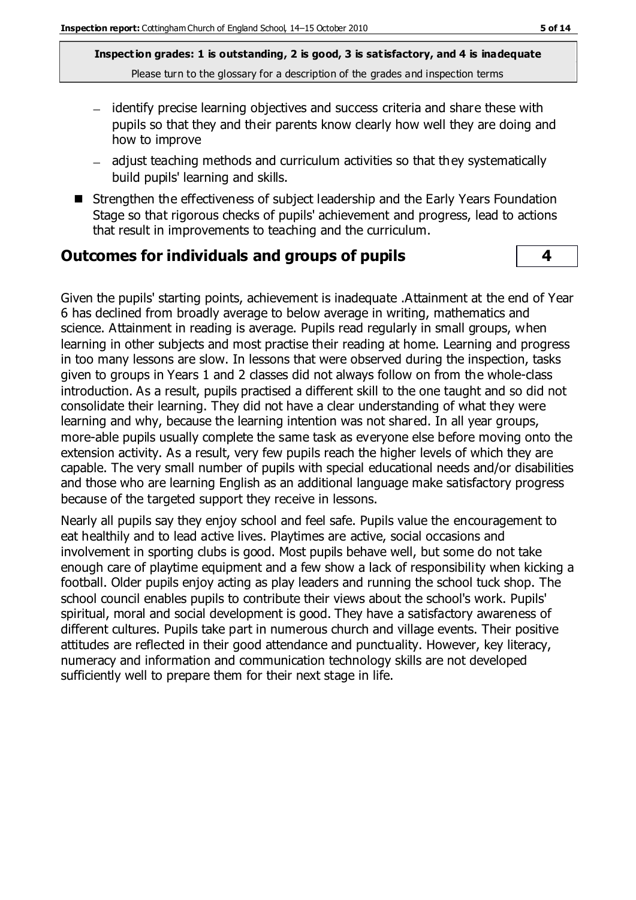**Inspection grades: 1 is outstanding, 2 is good, 3 is satisfactory, and 4 is inadequate**

Please turn to the glossary for a description of the grades and inspection terms

- identify precise learning objectives and success criteria and share these with pupils so that they and their parents know clearly how well they are doing and how to improve
- adjust teaching methods and curriculum activities so that they systematically build pupils' learning and skills.

- Strengthen the effectiveness of subject leadership and the Early Years Foundation Stage so that rigorous checks of pupils' achievement and progress, lead to actions that result in improvements to teaching and the curriculum.

## Outcomes for individuals and groups of pupils — 4

Given the pupils' starting points, achievement is inadequate .Attainment at the end of Year 6 has declined from broadly average to below average in writing, mathematics and science. Attainment in reading is average. Pupils read regularly in small groups, when learning in other subjects and most practise their reading at home. Learning and progress in too many lessons are slow. In lessons that were observed during the inspection, tasks given to groups in Years 1 and 2 classes did not always follow on from the whole-class introduction. As a result, pupils practised a different skill to the one taught and so did not consolidate their learning. They did not have a clear understanding of what they were learning and why, because the learning intention was not shared. In all year groups, more-able pupils usually complete the same task as everyone else before moving onto the extension activity. As a result, very few pupils reach the higher levels of which they are capable. The very small number of pupils with special educational needs and/or disabilities and those who are learning English as an additional language make satisfactory progress because of the targeted support they receive in lessons.

Nearly all pupils say they enjoy school and feel safe. Pupils value the encouragement to eat healthily and to lead active lives. Playtimes are active, social occasions and involvement in sporting clubs is good. Most pupils behave well, but some do not take enough care of playtime equipment and a few show a lack of responsibility when kicking a football. Older pupils enjoy acting as play leaders and running the school tuck shop. The school council enables pupils to contribute their views about the school's work. Pupils' spiritual, moral and social development is good. They have a satisfactory awareness of different cultures. Pupils take part in numerous church and village events. Their positive attitudes are reflected in their good attendance and punctuality. However, key literacy, numeracy and information and communication technology skills are not developed sufficiently well to prepare them for their next stage in life.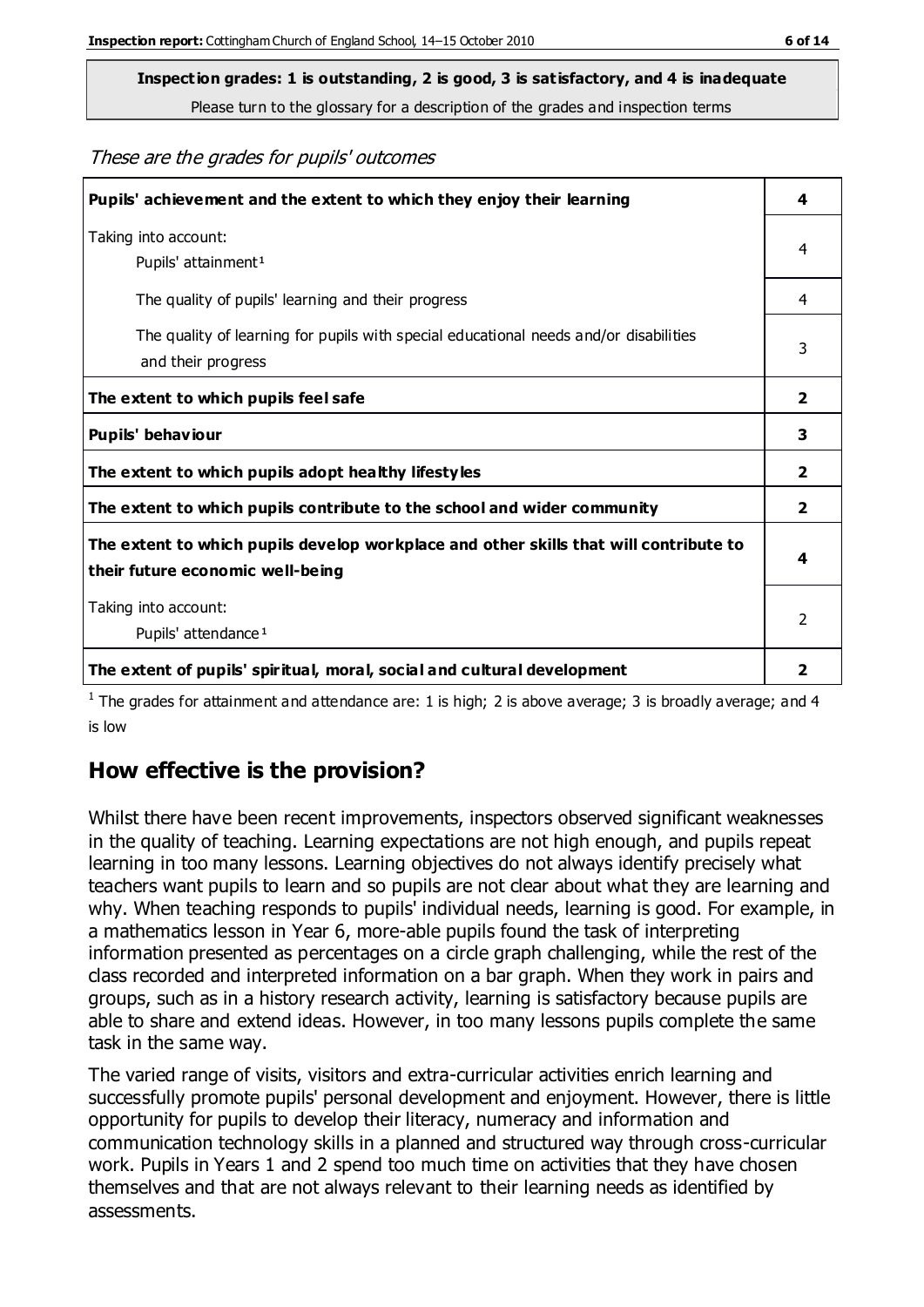**Inspection grades: 1 is outstanding, 2 is good, 3 is satisfactory, and 4 is inadequate**

Please turn to the glossary for a description of the grades and inspection terms

*These are the grades for pupils' outcomes*

| | |
|---|---|
| **Pupils' achievement and the extent to which they enjoy their learning** | **4** |
| Taking into account:<br>Pupils' attainment[1] | 4 |
| The quality of pupils' learning and their progress | 4 |
| The quality of learning for pupils with special educational needs and/or disabilities and their progress | 3 |
| **The extent to which pupils feel safe** | **2** |
| **Pupils' behaviour** | **3** |
| **The extent to which pupils adopt healthy lifestyles** | **2** |
| **The extent to which pupils contribute to the school and wider community** | **2** |
| **The extent to which pupils develop workplace and other skills that will contribute to their future economic well-being** | **4** |
| Taking into account:<br>Pupils' attendance[1] | 2 |
| **The extent of pupils' spiritual, moral, social and cultural development** | **2** |

[1] The grades for attainment and attendance are: 1 is high; 2 is above average; 3 is broadly average; and 4 is low

## How effective is the provision?

Whilst there have been recent improvements, inspectors observed significant weaknesses in the quality of teaching. Learning expectations are not high enough, and pupils repeat learning in too many lessons. Learning objectives do not always identify precisely what teachers want pupils to learn and so pupils are not clear about what they are learning and why. When teaching responds to pupils' individual needs, learning is good. For example, in a mathematics lesson in Year 6, more-able pupils found the task of interpreting information presented as percentages on a circle graph challenging, while the rest of the class recorded and interpreted information on a bar graph. When they work in pairs and groups, such as in a history research activity, learning is satisfactory because pupils are able to share and extend ideas. However, in too many lessons pupils complete the same task in the same way.

The varied range of visits, visitors and extra-curricular activities enrich learning and successfully promote pupils' personal development and enjoyment. However, there is little opportunity for pupils to develop their literacy, numeracy and information and communication technology skills in a planned and structured way through cross-curricular work. Pupils in Years 1 and 2 spend too much time on activities that they have chosen themselves and that are not always relevant to their learning needs as identified by assessments.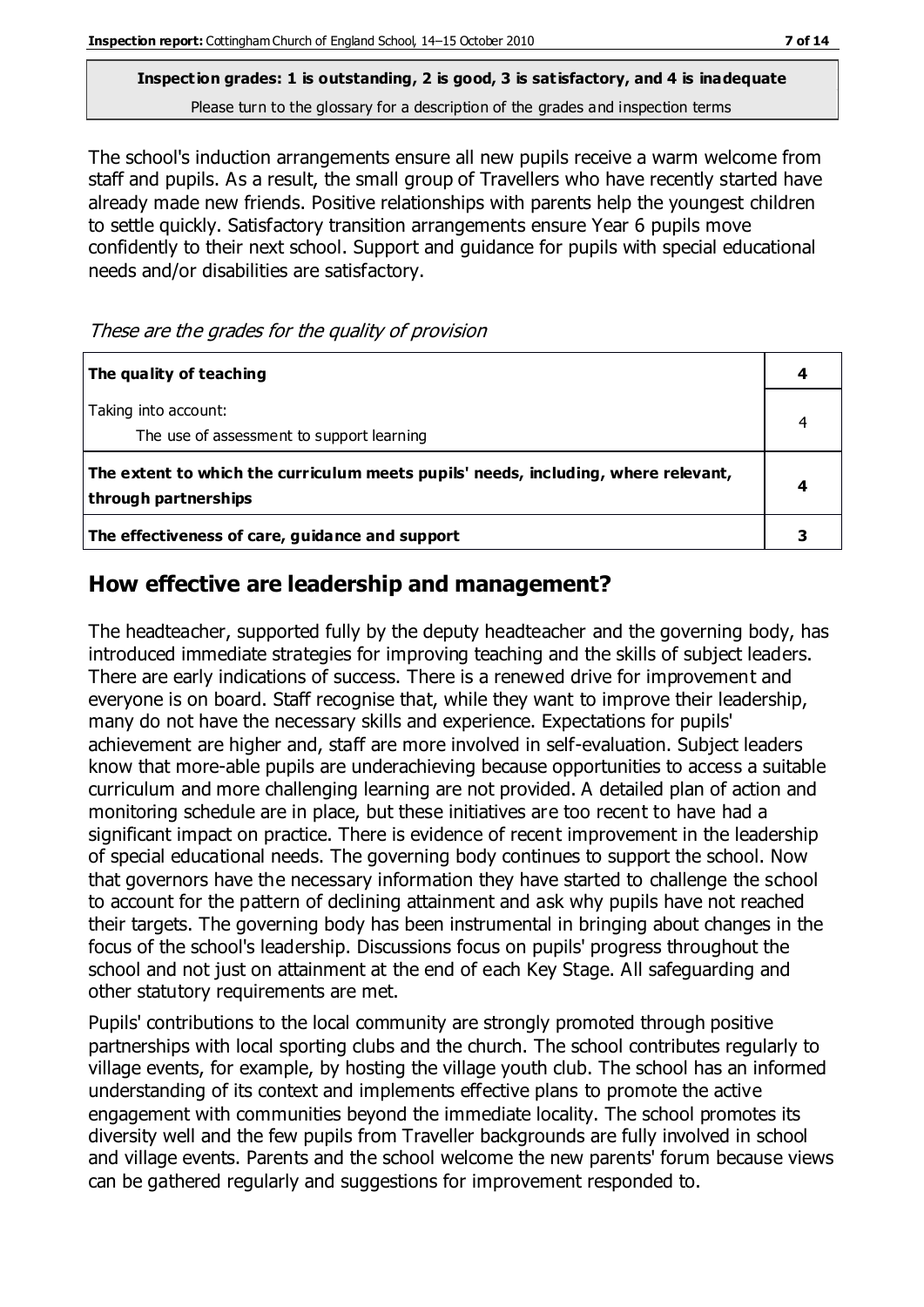**Inspection grades: 1 is outstanding, 2 is good, 3 is satisfactory, and 4 is inadequate**

Please turn to the glossary for a description of the grades and inspection terms

The school's induction arrangements ensure all new pupils receive a warm welcome from staff and pupils. As a result, the small group of Travellers who have recently started have already made new friends. Positive relationships with parents help the youngest children to settle quickly. Satisfactory transition arrangements ensure Year 6 pupils move confidently to their next school. Support and guidance for pupils with special educational needs and/or disabilities are satisfactory.

*These are the grades for the quality of provision*

| | |
|---|---|
| **The quality of teaching** | **4** |
| Taking into account:<br>The use of assessment to support learning | 4 |
| **The extent to which the curriculum meets pupils' needs, including, where relevant, through partnerships** | **4** |
| **The effectiveness of care, guidance and support** | **3** |

## How effective are leadership and management?

The headteacher, supported fully by the deputy headteacher and the governing body, has introduced immediate strategies for improving teaching and the skills of subject leaders. There are early indications of success. There is a renewed drive for improvement and everyone is on board. Staff recognise that, while they want to improve their leadership, many do not have the necessary skills and experience. Expectations for pupils' achievement are higher and, staff are more involved in self-evaluation. Subject leaders know that more-able pupils are underachieving because opportunities to access a suitable curriculum and more challenging learning are not provided. A detailed plan of action and monitoring schedule are in place, but these initiatives are too recent to have had a significant impact on practice. There is evidence of recent improvement in the leadership of special educational needs. The governing body continues to support the school. Now that governors have the necessary information they have started to challenge the school to account for the pattern of declining attainment and ask why pupils have not reached their targets. The governing body has been instrumental in bringing about changes in the focus of the school's leadership. Discussions focus on pupils' progress throughout the school and not just on attainment at the end of each Key Stage. All safeguarding and other statutory requirements are met.

Pupils' contributions to the local community are strongly promoted through positive partnerships with local sporting clubs and the church. The school contributes regularly to village events, for example, by hosting the village youth club. The school has an informed understanding of its context and implements effective plans to promote the active engagement with communities beyond the immediate locality. The school promotes its diversity well and the few pupils from Traveller backgrounds are fully involved in school and village events. Parents and the school welcome the new parents' forum because views can be gathered regularly and suggestions for improvement responded to.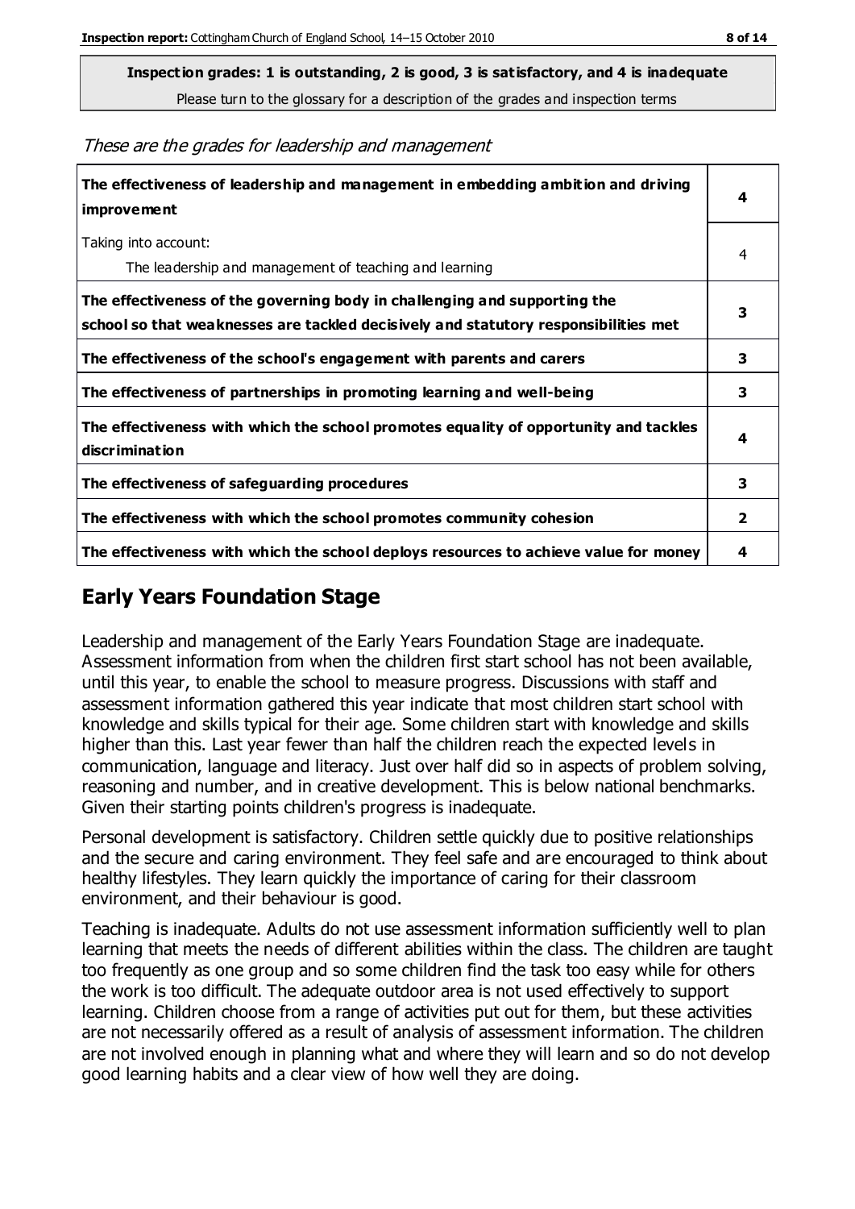**Inspection grades: 1 is outstanding, 2 is good, 3 is satisfactory, and 4 is inadequate**
Please turn to the glossary for a description of the grades and inspection terms

*These are the grades for leadership and management*

| | |
|---|---|
| **The effectiveness of leadership and management in embedding ambition and driving improvement** | **4** |
| Taking into account:<br>The leadership and management of teaching and learning | 4 |
| **The effectiveness of the governing body in challenging and supporting the school so that weaknesses are tackled decisively and statutory responsibilities met** | **3** |
| **The effectiveness of the school's engagement with parents and carers** | **3** |
| **The effectiveness of partnerships in promoting learning and well-being** | **3** |
| **The effectiveness with which the school promotes equality of opportunity and tackles discrimination** | **4** |
| **The effectiveness of safeguarding procedures** | **3** |
| **The effectiveness with which the school promotes community cohesion** | **2** |
| **The effectiveness with which the school deploys resources to achieve value for money** | **4** |

## Early Years Foundation Stage

Leadership and management of the Early Years Foundation Stage are inadequate. Assessment information from when the children first start school has not been available, until this year, to enable the school to measure progress. Discussions with staff and assessment information gathered this year indicate that most children start school with knowledge and skills typical for their age. Some children start with knowledge and skills higher than this. Last year fewer than half the children reach the expected levels in communication, language and literacy. Just over half did so in aspects of problem solving, reasoning and number, and in creative development. This is below national benchmarks. Given their starting points children's progress is inadequate.

Personal development is satisfactory. Children settle quickly due to positive relationships and the secure and caring environment. They feel safe and are encouraged to think about healthy lifestyles. They learn quickly the importance of caring for their classroom environment, and their behaviour is good.

Teaching is inadequate. Adults do not use assessment information sufficiently well to plan learning that meets the needs of different abilities within the class. The children are taught too frequently as one group and so some children find the task too easy while for others the work is too difficult. The adequate outdoor area is not used effectively to support learning. Children choose from a range of activities put out for them, but these activities are not necessarily offered as a result of analysis of assessment information. The children are not involved enough in planning what and where they will learn and so do not develop good learning habits and a clear view of how well they are doing.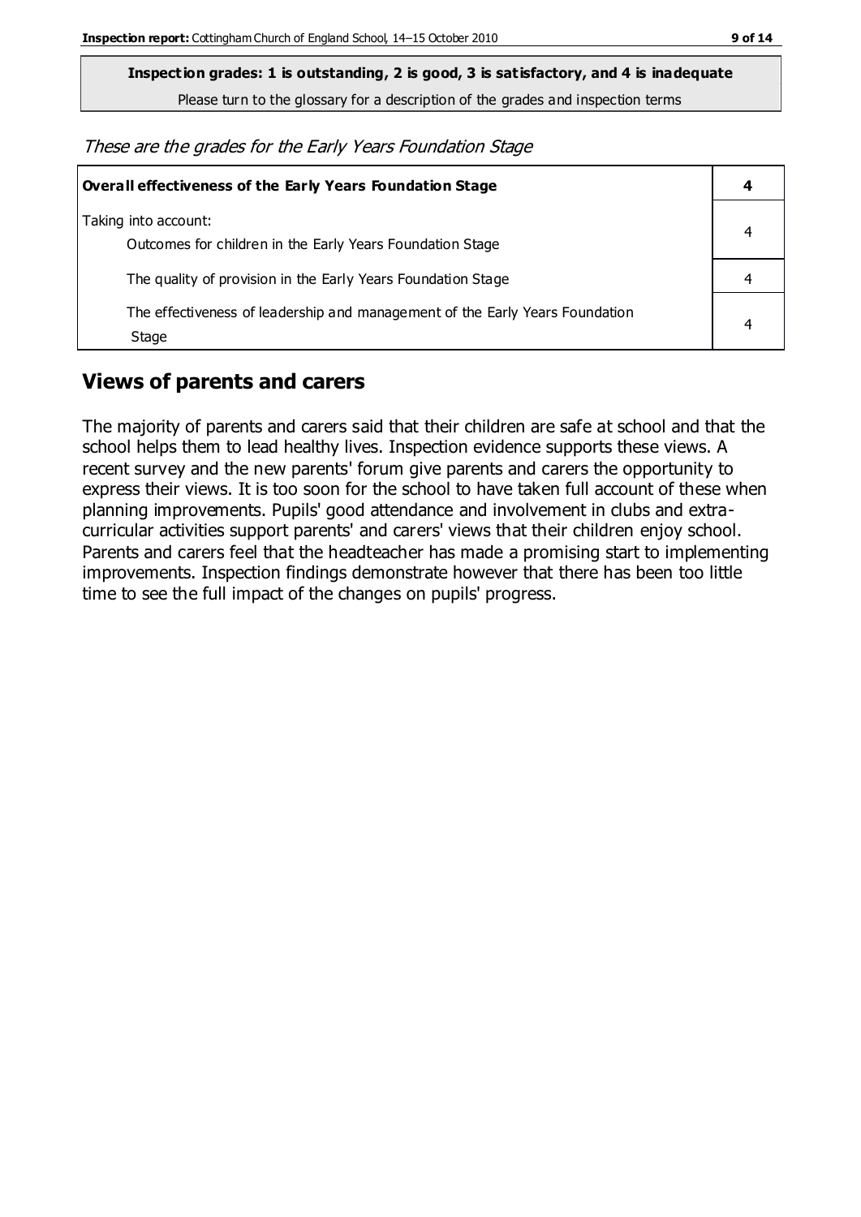**Inspection grades: 1 is outstanding, 2 is good, 3 is satisfactory, and 4 is inadequate**

Please turn to the glossary for a description of the grades and inspection terms

*These are the grades for the Early Years Foundation Stage*

| | |
|---|---|
| **Overall effectiveness of the Early Years Foundation Stage** | **4** |
| Taking into account:<br>Outcomes for children in the Early Years Foundation Stage | 4 |
| The quality of provision in the Early Years Foundation Stage | 4 |
| The effectiveness of leadership and management of the Early Years Foundation Stage | 4 |

## Views of parents and carers

The majority of parents and carers said that their children are safe at school and that the school helps them to lead healthy lives. Inspection evidence supports these views. A recent survey and the new parents' forum give parents and carers the opportunity to express their views. It is too soon for the school to have taken full account of these when planning improvements. Pupils' good attendance and involvement in clubs and extra-curricular activities support parents' and carers' views that their children enjoy school. Parents and carers feel that the headteacher has made a promising start to implementing improvements. Inspection findings demonstrate however that there has been too little time to see the full impact of the changes on pupils' progress.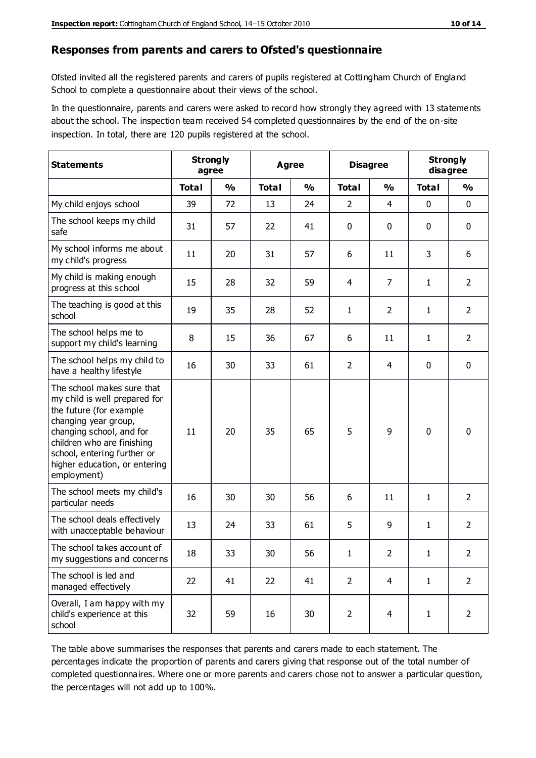## Responses from parents and carers to Ofsted's questionnaire

Ofsted invited all the registered parents and carers of pupils registered at Cottingham Church of England School to complete a questionnaire about their views of the school.

In the questionnaire, parents and carers were asked to record how strongly they agreed with 13 statements about the school. The inspection team received 54 completed questionnaires by the end of the on-site inspection. In total, there are 120 pupils registered at the school.

| Statements | Strongly agree | | Agree | | Disagree | | Strongly disagree | |
|---|---|---|---|---|---|---|---|---|
| | Total | % | Total | % | Total | % | Total | % |
| My child enjoys school | 39 | 72 | 13 | 24 | 2 | 4 | 0 | 0 |
| The school keeps my child safe | 31 | 57 | 22 | 41 | 0 | 0 | 0 | 0 |
| My school informs me about my child's progress | 11 | 20 | 31 | 57 | 6 | 11 | 3 | 6 |
| My child is making enough progress at this school | 15 | 28 | 32 | 59 | 4 | 7 | 1 | 2 |
| The teaching is good at this school | 19 | 35 | 28 | 52 | 1 | 2 | 1 | 2 |
| The school helps me to support my child's learning | 8 | 15 | 36 | 67 | 6 | 11 | 1 | 2 |
| The school helps my child to have a healthy lifestyle | 16 | 30 | 33 | 61 | 2 | 4 | 0 | 0 |
| The school makes sure that my child is well prepared for the future (for example changing year group, changing school, and for children who are finishing school, entering further or higher education, or entering employment) | 11 | 20 | 35 | 65 | 5 | 9 | 0 | 0 |
| The school meets my child's particular needs | 16 | 30 | 30 | 56 | 6 | 11 | 1 | 2 |
| The school deals effectively with unacceptable behaviour | 13 | 24 | 33 | 61 | 5 | 9 | 1 | 2 |
| The school takes account of my suggestions and concerns | 18 | 33 | 30 | 56 | 1 | 2 | 1 | 2 |
| The school is led and managed effectively | 22 | 41 | 22 | 41 | 2 | 4 | 1 | 2 |
| Overall, I am happy with my child's experience at this school | 32 | 59 | 16 | 30 | 2 | 4 | 1 | 2 |

The table above summarises the responses that parents and carers made to each statement. The percentages indicate the proportion of parents and carers giving that response out of the total number of completed questionnaires. Where one or more parents and carers chose not to answer a particular question, the percentages will not add up to 100%.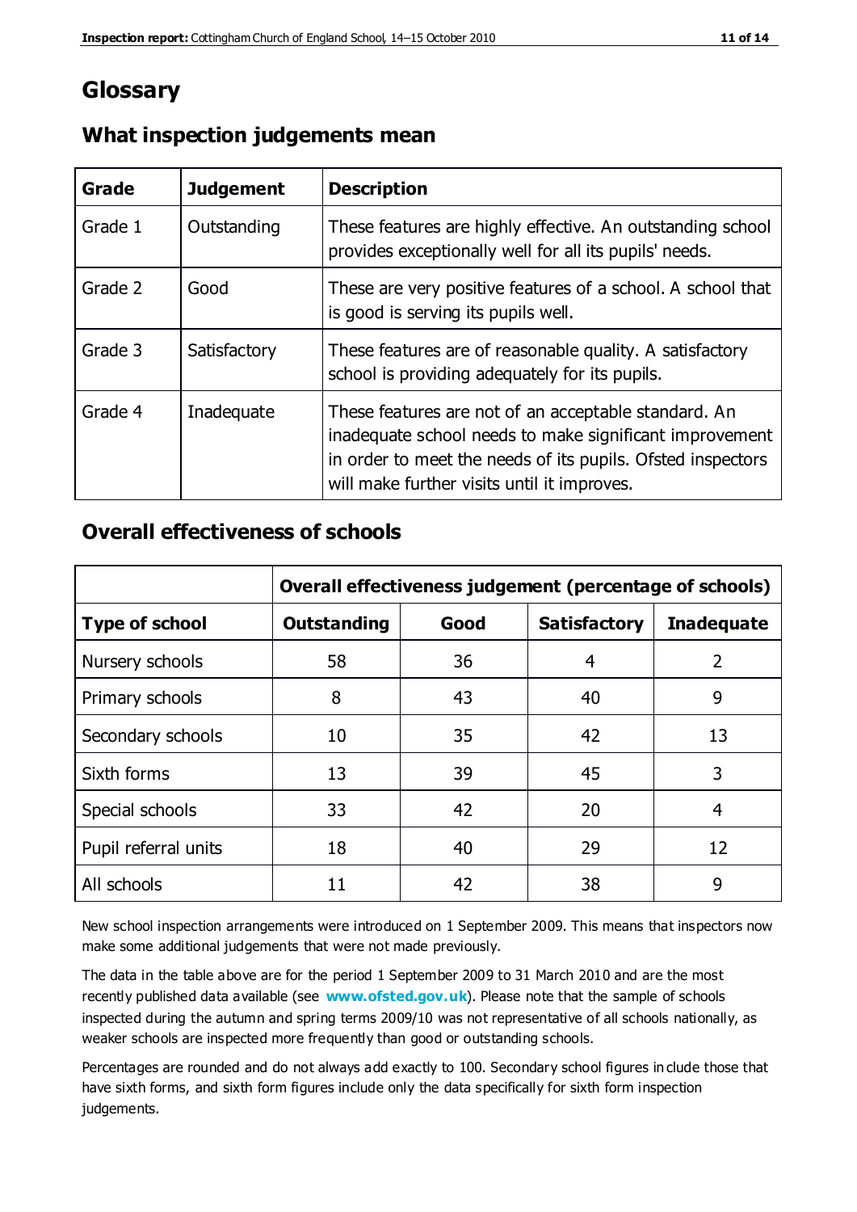# Glossary

## What inspection judgements mean

| Grade | Judgement | Description |
|---|---|---|
| Grade 1 | Outstanding | These features are highly effective. An outstanding school provides exceptionally well for all its pupils' needs. |
| Grade 2 | Good | These are very positive features of a school. A school that is good is serving its pupils well. |
| Grade 3 | Satisfactory | These features are of reasonable quality. A satisfactory school is providing adequately for its pupils. |
| Grade 4 | Inadequate | These features are not of an acceptable standard. An inadequate school needs to make significant improvement in order to meet the needs of its pupils. Ofsted inspectors will make further visits until it improves. |

## Overall effectiveness of schools

| | Overall effectiveness judgement (percentage of schools) | | | |
|---|---|---|---|---|
| **Type of school** | **Outstanding** | **Good** | **Satisfactory** | **Inadequate** |
| Nursery schools | 58 | 36 | 4 | 2 |
| Primary schools | 8 | 43 | 40 | 9 |
| Secondary schools | 10 | 35 | 42 | 13 |
| Sixth forms | 13 | 39 | 45 | 3 |
| Special schools | 33 | 42 | 20 | 4 |
| Pupil referral units | 18 | 40 | 29 | 12 |
| All schools | 11 | 42 | 38 | 9 |

New school inspection arrangements were introduced on 1 September 2009. This means that inspectors now make some additional judgements that were not made previously.

The data in the table above are for the period 1 September 2009 to 31 March 2010 and are the most recently published data available (see **www.ofsted.gov.uk**). Please note that the sample of schools inspected during the autumn and spring terms 2009/10 was not representative of all schools nationally, as weaker schools are inspected more frequently than good or outstanding schools.

Percentages are rounded and do not always add exactly to 100. Secondary school figures include those that have sixth forms, and sixth form figures include only the data specifically for sixth form inspection judgements.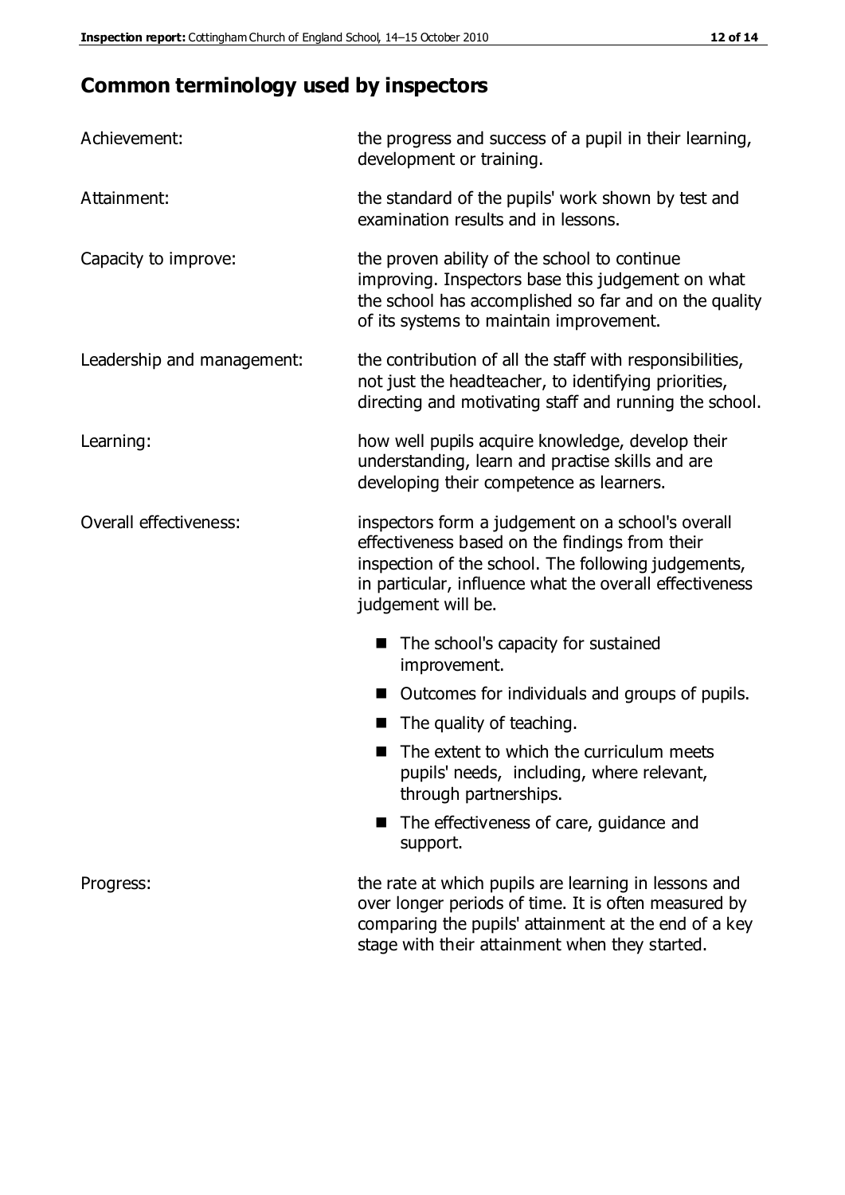## Common terminology used by inspectors

| | |
|---|---|
| Achievement: | the progress and success of a pupil in their learning, development or training. |
| Attainment: | the standard of the pupils' work shown by test and examination results and in lessons. |
| Capacity to improve: | the proven ability of the school to continue improving. Inspectors base this judgement on what the school has accomplished so far and on the quality of its systems to maintain improvement. |
| Leadership and management: | the contribution of all the staff with responsibilities, not just the headteacher, to identifying priorities, directing and motivating staff and running the school. |
| Learning: | how well pupils acquire knowledge, develop their understanding, learn and practise skills and are developing their competence as learners. |
| Overall effectiveness: | inspectors form a judgement on a school's overall effectiveness based on the findings from their inspection of the school. The following judgements, in particular, influence what the overall effectiveness judgement will be. <br>■ The school's capacity for sustained improvement.<br>■ Outcomes for individuals and groups of pupils.<br>■ The quality of teaching.<br>■ The extent to which the curriculum meets pupils' needs, including, where relevant, through partnerships.<br>■ The effectiveness of care, guidance and support. |
| Progress: | the rate at which pupils are learning in lessons and over longer periods of time. It is often measured by comparing the pupils' attainment at the end of a key stage with their attainment when they started. |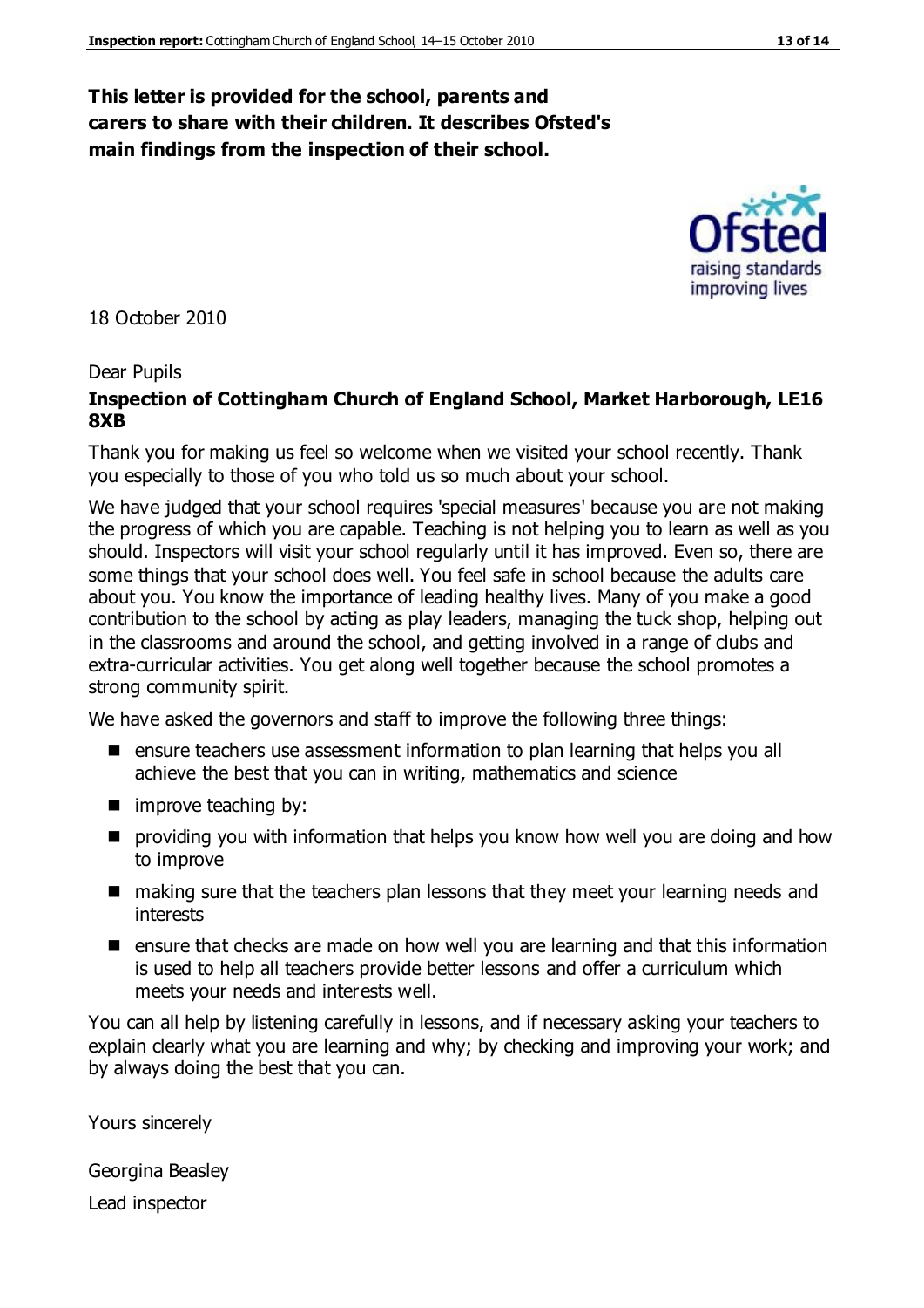**This letter is provided for the school, parents and carers to share with their children. It describes Ofsted's main findings from the inspection of their school.**

18 October 2010

Dear Pupils

**Inspection of Cottingham Church of England School, Market Harborough, LE16 8XB**

Thank you for making us feel so welcome when we visited your school recently. Thank you especially to those of you who told us so much about your school.

We have judged that your school requires 'special measures' because you are not making the progress of which you are capable. Teaching is not helping you to learn as well as you should. Inspectors will visit your school regularly until it has improved. Even so, there are some things that your school does well. You feel safe in school because the adults care about you. You know the importance of leading healthy lives. Many of you make a good contribution to the school by acting as play leaders, managing the tuck shop, helping out in the classrooms and around the school, and getting involved in a range of clubs and extra-curricular activities. You get along well together because the school promotes a strong community spirit.

We have asked the governors and staff to improve the following three things:

- ensure teachers use assessment information to plan learning that helps you all achieve the best that you can in writing, mathematics and science
- improve teaching by:
- providing you with information that helps you know how well you are doing and how to improve
- making sure that the teachers plan lessons that they meet your learning needs and interests
- ensure that checks are made on how well you are learning and that this information is used to help all teachers provide better lessons and offer a curriculum which meets your needs and interests well.

You can all help by listening carefully in lessons, and if necessary asking your teachers to explain clearly what you are learning and why; by checking and improving your work; and by always doing the best that you can.

Yours sincerely

Georgina Beasley

Lead inspector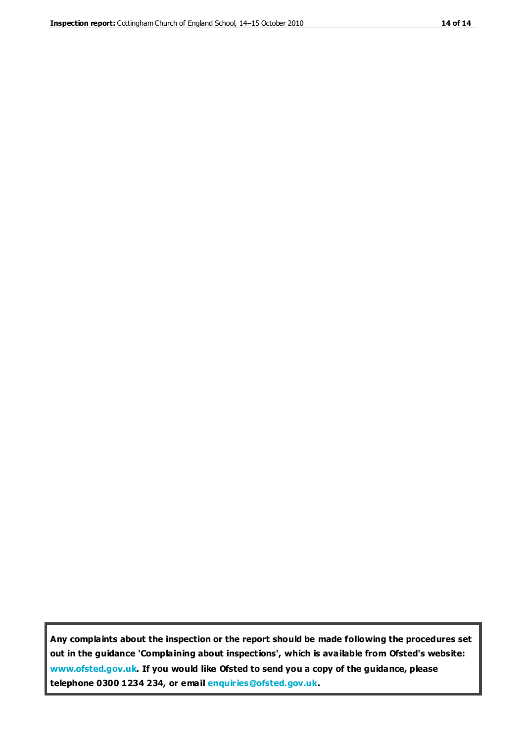**Any complaints about the inspection or the report should be made following the procedures set out in the guidance 'Complaining about inspections', which is available from Ofsted's website: www.ofsted.gov.uk. If you would like Ofsted to send you a copy of the guidance, please telephone 0300 1234 234, or email enquiries@ofsted.gov.uk.**